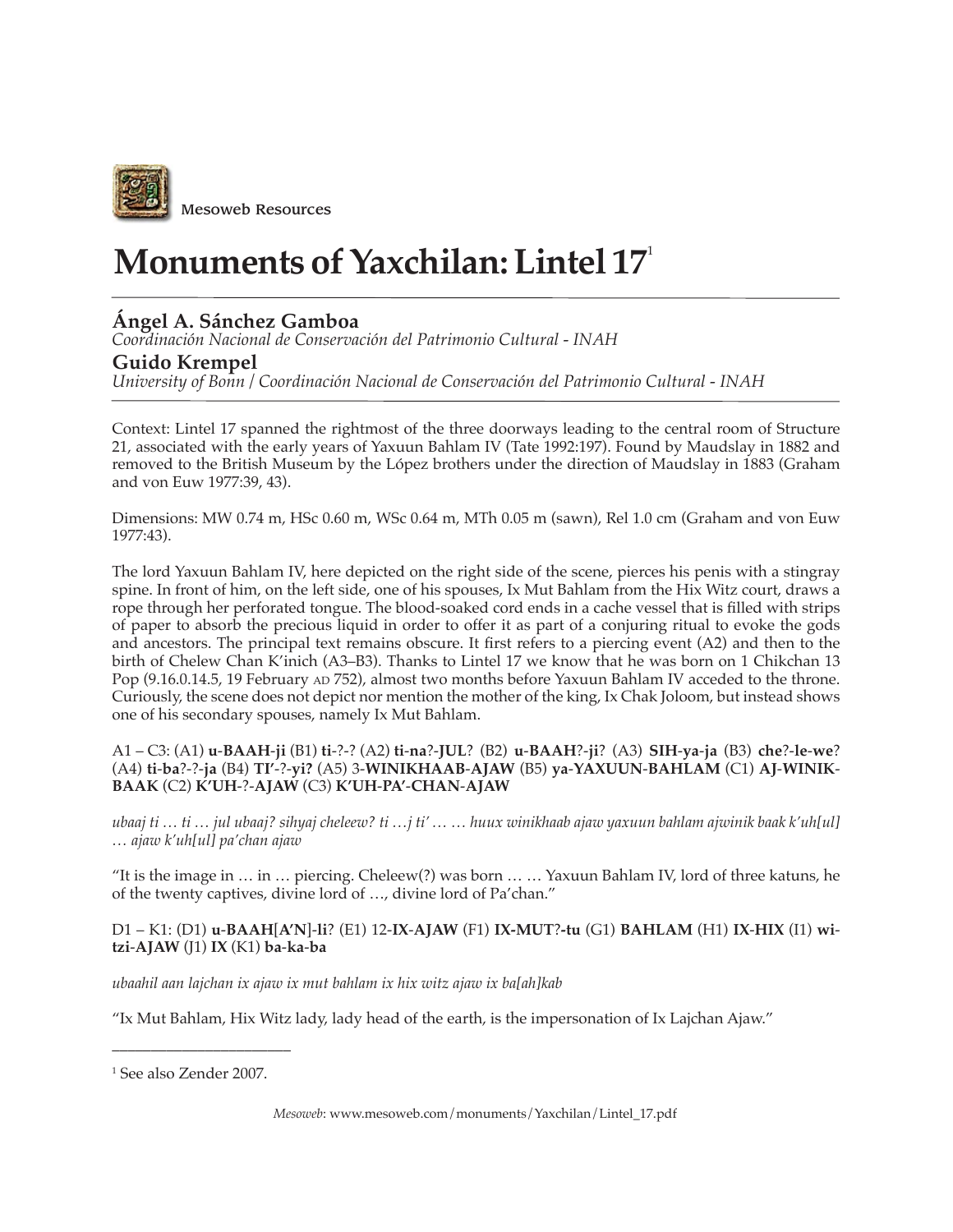Mesoweb Resources

# Monuments of Yaxchilan: Lintel 17[1]

## Ángel A. Sánchez Gamboa
*Coordinación Nacional de Conservación del Patrimonio Cultural - INAH*

## Guido Krempel
*University of Bonn / Coordinación Nacional de Conservación del Patrimonio Cultural - INAH*

Context: Lintel 17 spanned the rightmost of the three doorways leading to the central room of Structure 21, associated with the early years of Yaxuun Bahlam IV (Tate 1992:197). Found by Maudslay in 1882 and removed to the British Museum by the López brothers under the direction of Maudslay in 1883 (Graham and von Euw 1977:39, 43).

Dimensions: MW 0.74 m, HSc 0.60 m, WSc 0.64 m, MTh 0.05 m (sawn), Rel 1.0 cm (Graham and von Euw 1977:43).

The lord Yaxuun Bahlam IV, here depicted on the right side of the scene, pierces his penis with a stingray spine. In front of him, on the left side, one of his spouses, Ix Mut Bahlam from the Hix Witz court, draws a rope through her perforated tongue. The blood-soaked cord ends in a cache vessel that is filled with strips of paper to absorb the precious liquid in order to offer it as part of a conjuring ritual to evoke the gods and ancestors. The principal text remains obscure. It first refers to a piercing event (A2) and then to the birth of Chelew Chan K'inich (A3–B3). Thanks to Lintel 17 we know that he was born on 1 Chikchan 13 Pop (9.16.0.14.5, 19 February AD 752), almost two months before Yaxuun Bahlam IV acceded to the throne. Curiously, the scene does not depict nor mention the mother of the king, Ix Chak Joloom, but instead shows one of his secondary spouses, namely Ix Mut Bahlam.

A1 – C3: (A1) **u-BAAH-ji** (B1) **ti**-?-? (A2) **ti-na**?-**JUL**? (B2) **u-BAAH**?-**ji**? (A3) **SIH-ya-ja** (B3) **che**?-**le-we**? (A4) **ti-ba**?-?-**ja** (B4) **TI'**-?-**yi?** (A5) 3-**WINIKHAAB-AJAW** (B5) **ya-YAXUUN-BAHLAM** (C1) **AJ-WINIK-BAAK** (C2) **K'UH**-?-**AJAW** (C3) **K'UH-PA'-CHAN-AJAW**

*ubaaj ti … ti … jul ubaaj? sihyaj cheleew? ti …j ti' … … huux winikhaab ajaw yaxuun bahlam ajwinik baak k'uh[ul] … ajaw k'uh[ul] pa'chan ajaw*

"It is the image in … in … piercing. Cheleew(?) was born … … Yaxuun Bahlam IV, lord of three katuns, he of the twenty captives, divine lord of …, divine lord of Pa'chan."

D1 – K1: (D1) **u-BAAH[A'N]-li**? (E1) 12-**IX-AJAW** (F1) **IX-MUT**?-**tu** (G1) **BAHLAM** (H1) **IX-HIX** (I1) **wi-tzi-AJAW** (J1) **IX** (K1) **ba-ka-ba**

*ubaahil aan lajchan ix ajaw ix mut bahlam ix hix witz ajaw ix ba[ah]kab*

"Ix Mut Bahlam, Hix Witz lady, lady head of the earth, is the impersonation of Ix Lajchan Ajaw."

---

[1] See also Zender 2007.

*Mesoweb*: www.mesoweb.com/monuments/Yaxchilan/Lintel_17.pdf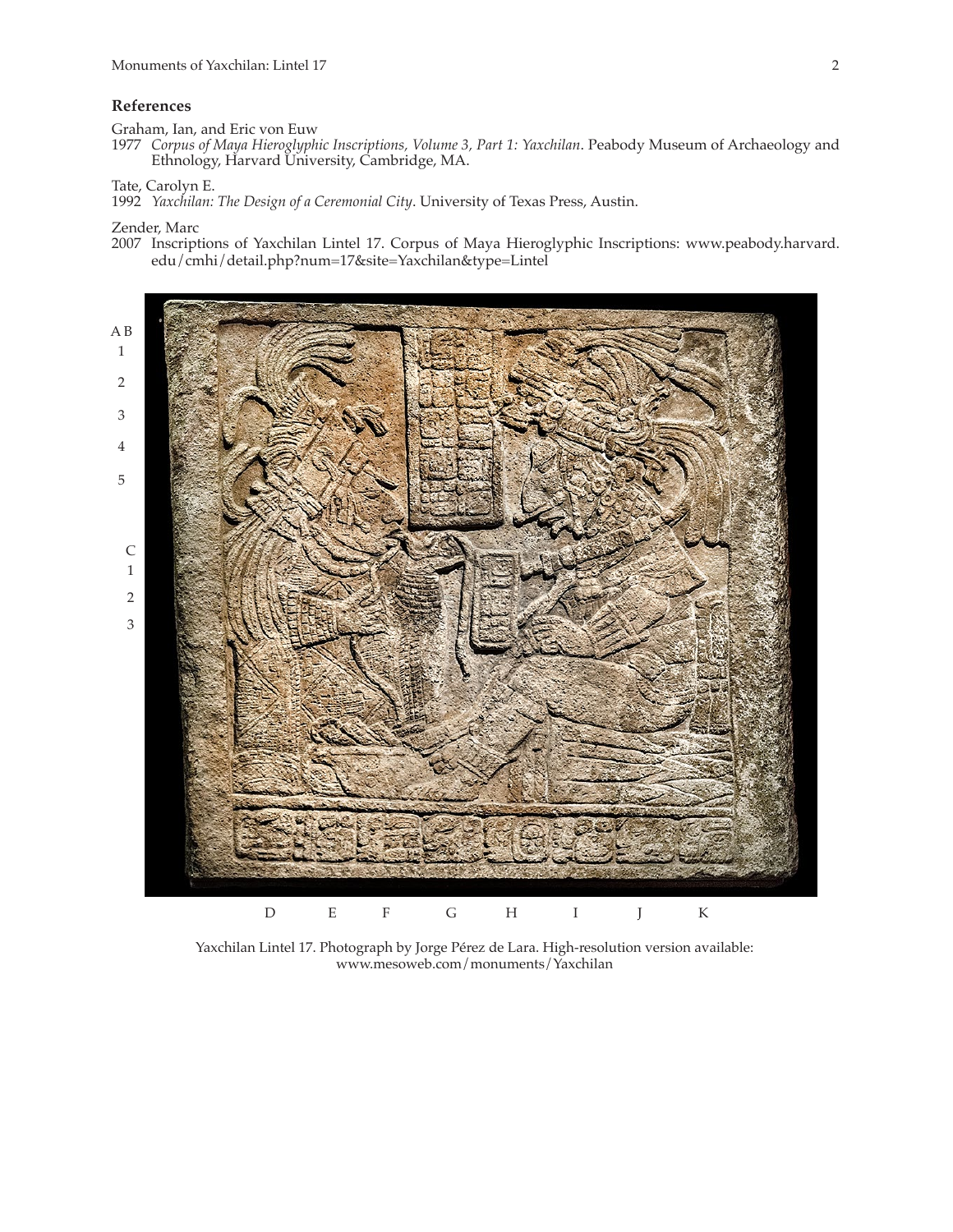## References

Graham, Ian, and Eric von Euw
1977 *Corpus of Maya Hieroglyphic Inscriptions, Volume 3, Part 1: Yaxchilan*. Peabody Museum of Archaeology and Ethnology, Harvard University, Cambridge, MA.

Tate, Carolyn E.
1992 *Yaxchilan: The Design of a Ceremonial City*. University of Texas Press, Austin.

Zender, Marc
2007 Inscriptions of Yaxchilan Lintel 17. Corpus of Maya Hieroglyphic Inscriptions: www.peabody.harvard.edu/cmhi/detail.php?num=17&site=Yaxchilan&type=Lintel

Yaxchilan Lintel 17. Photograph by Jorge Pérez de Lara. High-resolution version available: www.mesoweb.com/monuments/Yaxchilan